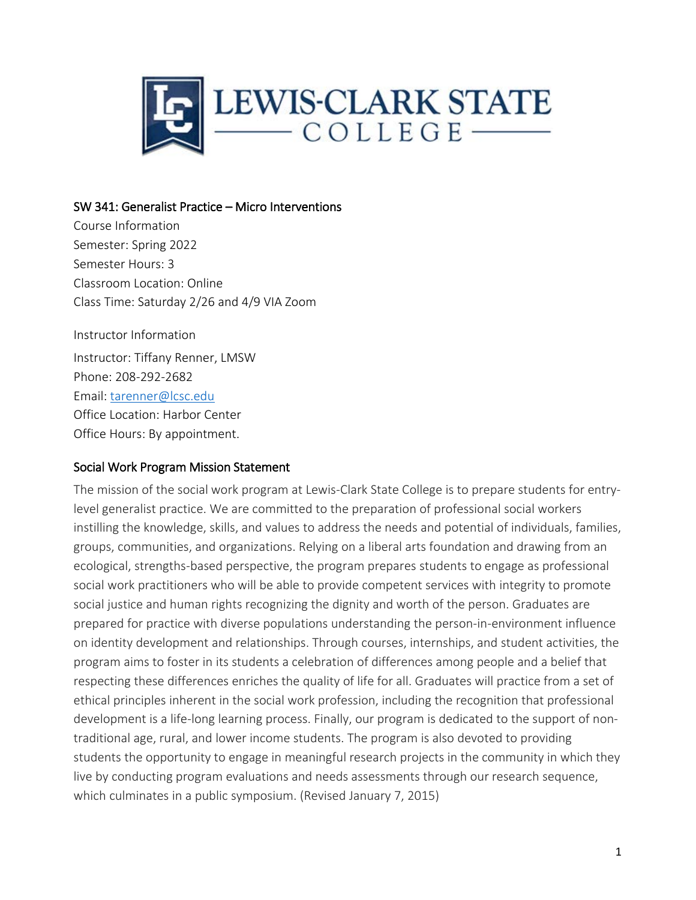## SW 341: Generalist Practice – Micro Interventions

Course Information
Semester: Spring 2022
Semester Hours: 3
Classroom Location: Online
Class Time: Saturday 2/26 and 4/9 VIA Zoom

Instructor Information

Instructor: Tiffany Renner, LMSW
Phone: 208-292-2682
Email: tarenner@lcsc.edu
Office Location: Harbor Center
Office Hours: By appointment.

## Social Work Program Mission Statement

The mission of the social work program at Lewis-Clark State College is to prepare students for entry-level generalist practice. We are committed to the preparation of professional social workers instilling the knowledge, skills, and values to address the needs and potential of individuals, families, groups, communities, and organizations. Relying on a liberal arts foundation and drawing from an ecological, strengths-based perspective, the program prepares students to engage as professional social work practitioners who will be able to provide competent services with integrity to promote social justice and human rights recognizing the dignity and worth of the person. Graduates are prepared for practice with diverse populations understanding the person-in-environment influence on identity development and relationships. Through courses, internships, and student activities, the program aims to foster in its students a celebration of differences among people and a belief that respecting these differences enriches the quality of life for all. Graduates will practice from a set of ethical principles inherent in the social work profession, including the recognition that professional development is a life-long learning process. Finally, our program is dedicated to the support of non-traditional age, rural, and lower income students. The program is also devoted to providing students the opportunity to engage in meaningful research projects in the community in which they live by conducting program evaluations and needs assessments through our research sequence, which culminates in a public symposium. (Revised January 7, 2015)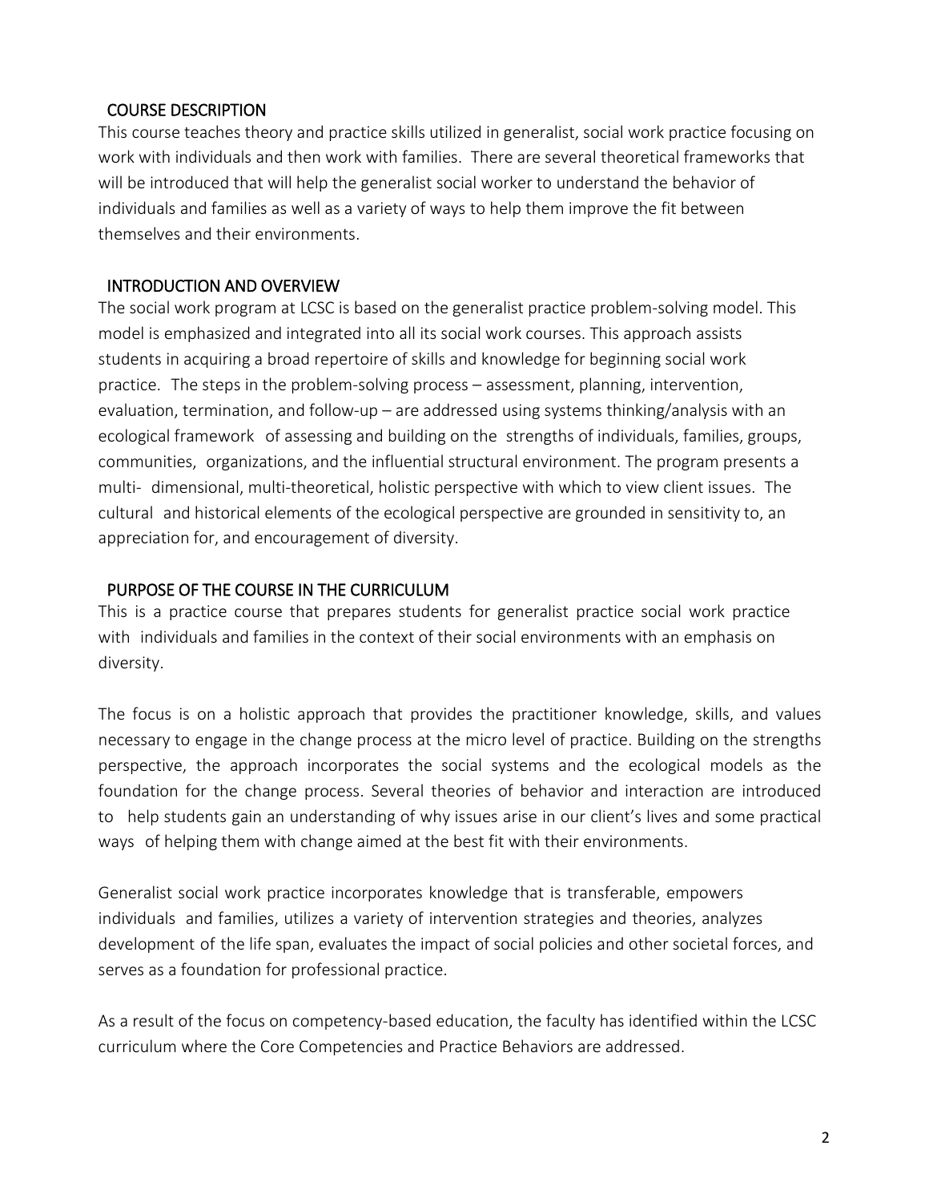## COURSE DESCRIPTION

This course teaches theory and practice skills utilized in generalist, social work practice focusing on work with individuals and then work with families. There are several theoretical frameworks that will be introduced that will help the generalist social worker to understand the behavior of individuals and families as well as a variety of ways to help them improve the fit between themselves and their environments.

## INTRODUCTION AND OVERVIEW

The social work program at LCSC is based on the generalist practice problem-solving model. This model is emphasized and integrated into all its social work courses. This approach assists students in acquiring a broad repertoire of skills and knowledge for beginning social work practice. The steps in the problem-solving process – assessment, planning, intervention, evaluation, termination, and follow-up – are addressed using systems thinking/analysis with an ecological framework of assessing and building on the strengths of individuals, families, groups, communities, organizations, and the influential structural environment. The program presents a multi- dimensional, multi-theoretical, holistic perspective with which to view client issues. The cultural and historical elements of the ecological perspective are grounded in sensitivity to, an appreciation for, and encouragement of diversity.

## PURPOSE OF THE COURSE IN THE CURRICULUM

This is a practice course that prepares students for generalist practice social work practice with individuals and families in the context of their social environments with an emphasis on diversity.

The focus is on a holistic approach that provides the practitioner knowledge, skills, and values necessary to engage in the change process at the micro level of practice. Building on the strengths perspective, the approach incorporates the social systems and the ecological models as the foundation for the change process. Several theories of behavior and interaction are introduced to help students gain an understanding of why issues arise in our client's lives and some practical ways of helping them with change aimed at the best fit with their environments.

Generalist social work practice incorporates knowledge that is transferable, empowers individuals and families, utilizes a variety of intervention strategies and theories, analyzes development of the life span, evaluates the impact of social policies and other societal forces, and serves as a foundation for professional practice.

As a result of the focus on competency-based education, the faculty has identified within the LCSC curriculum where the Core Competencies and Practice Behaviors are addressed.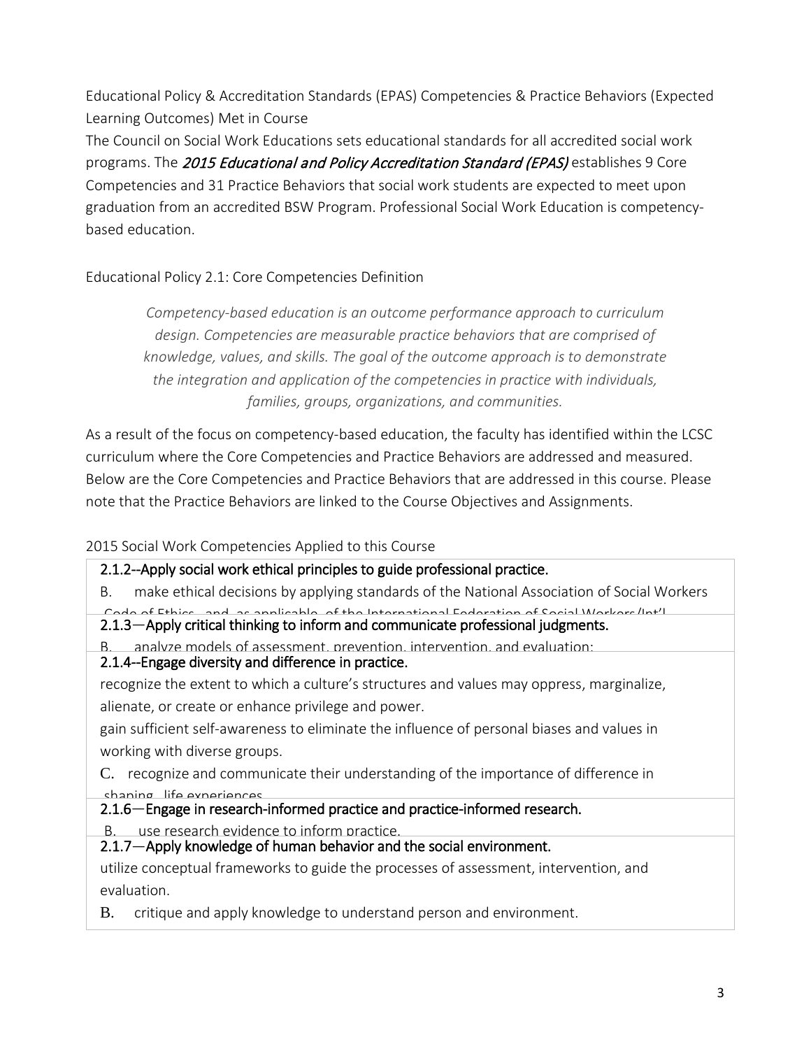Educational Policy & Accreditation Standards (EPAS) Competencies & Practice Behaviors (Expected Learning Outcomes) Met in Course

The Council on Social Work Educations sets educational standards for all accredited social work programs. The *2015 Educational and Policy Accreditation Standard (EPAS)* establishes 9 Core Competencies and 31 Practice Behaviors that social work students are expected to meet upon graduation from an accredited BSW Program. Professional Social Work Education is competency-based education.

Educational Policy 2.1: Core Competencies Definition

> *Competency-based education is an outcome performance approach to curriculum design. Competencies are measurable practice behaviors that are comprised of knowledge, values, and skills. The goal of the outcome approach is to demonstrate the integration and application of the competencies in practice with individuals, families, groups, organizations, and communities.*

As a result of the focus on competency-based education, the faculty has identified within the LCSC curriculum where the Core Competencies and Practice Behaviors are addressed and measured. Below are the Core Competencies and Practice Behaviors that are addressed in this course. Please note that the Practice Behaviors are linked to the Course Objectives and Assignments.

2015 Social Work Competencies Applied to this Course

| 2015 Social Work Competencies |
|---|
| **2.1.2--Apply social work ethical principles to guide professional practice.**<br>B. make ethical decisions by applying standards of the National Association of Social Workers Code of Ethics, and, as applicable, of the International Federation of Social Workers/Int'l |
| **2.1.3—Apply critical thinking to inform and communicate professional judgments.**<br>B. analyze models of assessment, prevention, intervention, and evaluation; |
| **2.1.4--Engage diversity and difference in practice.**<br>recognize the extent to which a culture's structures and values may oppress, marginalize, alienate, or create or enhance privilege and power.<br>gain sufficient self-awareness to eliminate the influence of personal biases and values in working with diverse groups.<br>C. recognize and communicate their understanding of the importance of difference in shaping life experiences |
| **2.1.6—Engage in research-informed practice and practice-informed research.**<br>B. use research evidence to inform practice. |
| **2.1.7—Apply knowledge of human behavior and the social environment.**<br>utilize conceptual frameworks to guide the processes of assessment, intervention, and evaluation.<br>B. critique and apply knowledge to understand person and environment. |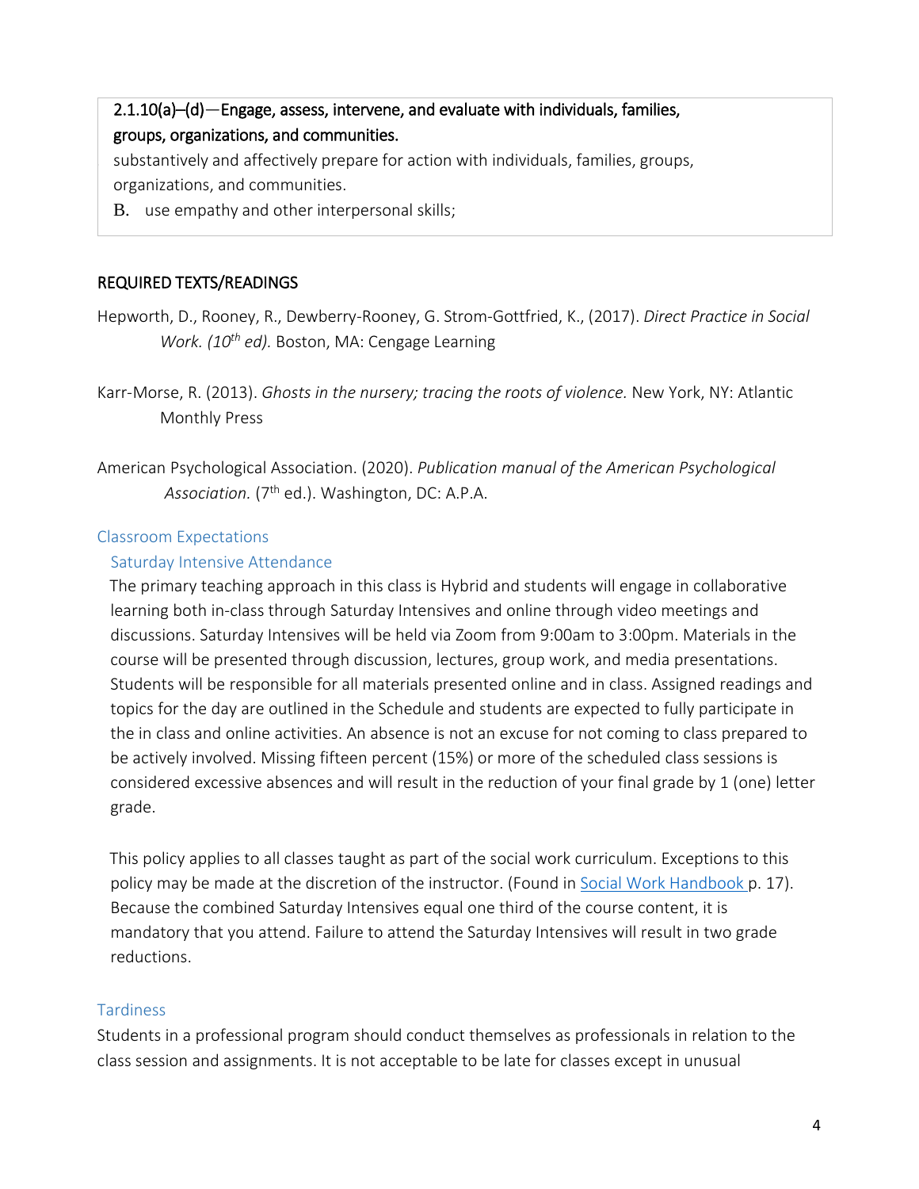**2.1.10(a)–(d)—Engage, assess, intervene, and evaluate with individuals, families, groups, organizations, and communities.**

substantively and affectively prepare for action with individuals, families, groups, organizations, and communities.

B. use empathy and other interpersonal skills;

## REQUIRED TEXTS/READINGS

Hepworth, D., Rooney, R., Dewberry-Rooney, G. Strom-Gottfried, K., (2017). *Direct Practice in Social Work. (10th ed).* Boston, MA: Cengage Learning

Karr-Morse, R. (2013). *Ghosts in the nursery; tracing the roots of violence.* New York, NY: Atlantic Monthly Press

American Psychological Association. (2020). *Publication manual of the American Psychological Association.* (7th ed.). Washington, DC: A.P.A.

## Classroom Expectations

### Saturday Intensive Attendance

The primary teaching approach in this class is Hybrid and students will engage in collaborative learning both in-class through Saturday Intensives and online through video meetings and discussions. Saturday Intensives will be held via Zoom from 9:00am to 3:00pm. Materials in the course will be presented through discussion, lectures, group work, and media presentations. Students will be responsible for all materials presented online and in class. Assigned readings and topics for the day are outlined in the Schedule and students are expected to fully participate in the in class and online activities. An absence is not an excuse for not coming to class prepared to be actively involved. Missing fifteen percent (15%) or more of the scheduled class sessions is considered excessive absences and will result in the reduction of your final grade by 1 (one) letter grade.

This policy applies to all classes taught as part of the social work curriculum. Exceptions to this policy may be made at the discretion of the instructor. (Found in Social Work Handbook p. 17). Because the combined Saturday Intensives equal one third of the course content, it is mandatory that you attend. Failure to attend the Saturday Intensives will result in two grade reductions.

## Tardiness

Students in a professional program should conduct themselves as professionals in relation to the class session and assignments. It is not acceptable to be late for classes except in unusual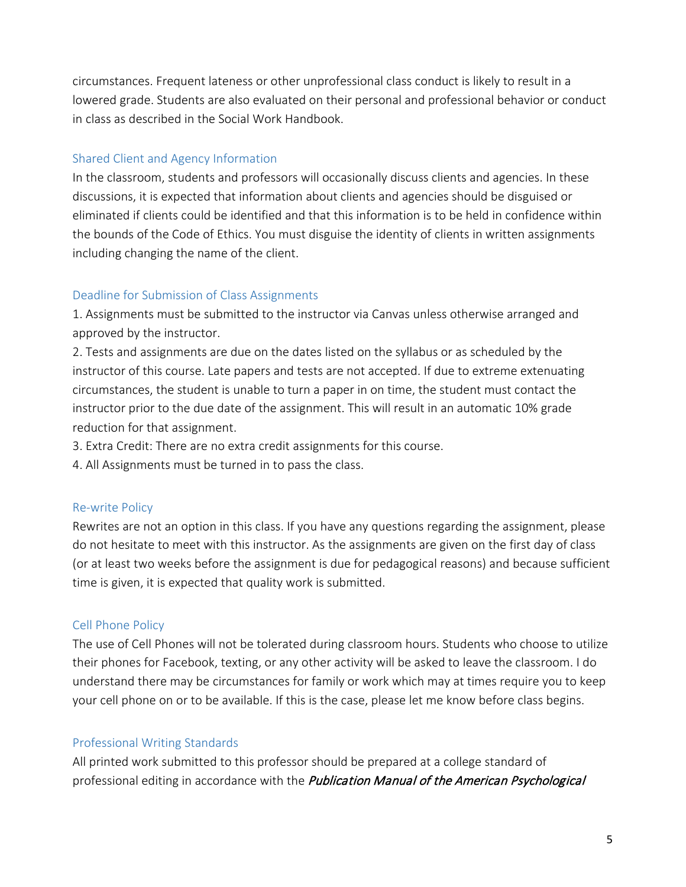circumstances. Frequent lateness or other unprofessional class conduct is likely to result in a lowered grade. Students are also evaluated on their personal and professional behavior or conduct in class as described in the Social Work Handbook.

### Shared Client and Agency Information

In the classroom, students and professors will occasionally discuss clients and agencies. In these discussions, it is expected that information about clients and agencies should be disguised or eliminated if clients could be identified and that this information is to be held in confidence within the bounds of the Code of Ethics. You must disguise the identity of clients in written assignments including changing the name of the client.

### Deadline for Submission of Class Assignments

1. Assignments must be submitted to the instructor via Canvas unless otherwise arranged and approved by the instructor.
2. Tests and assignments are due on the dates listed on the syllabus or as scheduled by the instructor of this course. Late papers and tests are not accepted. If due to extreme extenuating circumstances, the student is unable to turn a paper in on time, the student must contact the instructor prior to the due date of the assignment. This will result in an automatic 10% grade reduction for that assignment.
3. Extra Credit: There are no extra credit assignments for this course.
4. All Assignments must be turned in to pass the class.

### Re-write Policy

Rewrites are not an option in this class. If you have any questions regarding the assignment, please do not hesitate to meet with this instructor. As the assignments are given on the first day of class (or at least two weeks before the assignment is due for pedagogical reasons) and because sufficient time is given, it is expected that quality work is submitted.

### Cell Phone Policy

The use of Cell Phones will not be tolerated during classroom hours. Students who choose to utilize their phones for Facebook, texting, or any other activity will be asked to leave the classroom. I do understand there may be circumstances for family or work which may at times require you to keep your cell phone on or to be available. If this is the case, please let me know before class begins.

### Professional Writing Standards

All printed work submitted to this professor should be prepared at a college standard of professional editing in accordance with the *Publication Manual of the American Psychological*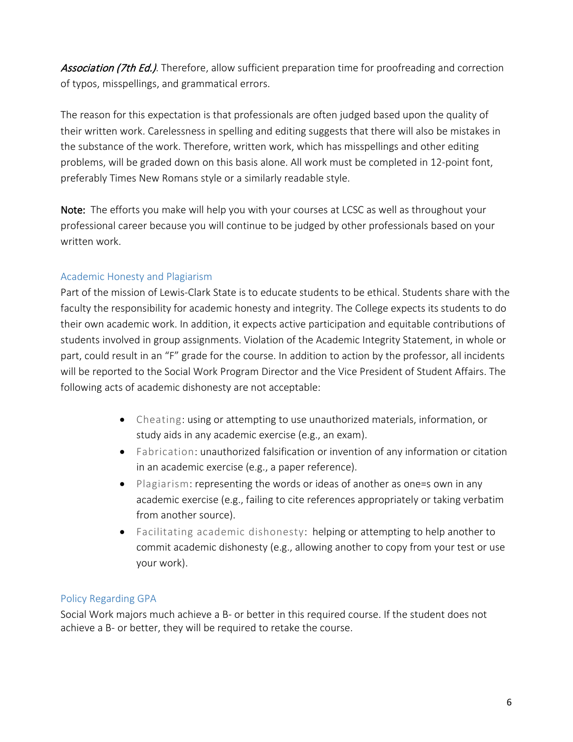*Association (7th Ed.)*. Therefore, allow sufficient preparation time for proofreading and correction of typos, misspellings, and grammatical errors.

The reason for this expectation is that professionals are often judged based upon the quality of their written work. Carelessness in spelling and editing suggests that there will also be mistakes in the substance of the work. Therefore, written work, which has misspellings and other editing problems, will be graded down on this basis alone. All work must be completed in 12-point font, preferably Times New Romans style or a similarly readable style.

**Note:** The efforts you make will help you with your courses at LCSC as well as throughout your professional career because you will continue to be judged by other professionals based on your written work.

## Academic Honesty and Plagiarism

Part of the mission of Lewis-Clark State is to educate students to be ethical. Students share with the faculty the responsibility for academic honesty and integrity. The College expects its students to do their own academic work. In addition, it expects active participation and equitable contributions of students involved in group assignments. Violation of the Academic Integrity Statement, in whole or part, could result in an "F" grade for the course. In addition to action by the professor, all incidents will be reported to the Social Work Program Director and the Vice President of Student Affairs. The following acts of academic dishonesty are not acceptable:

- Cheating: using or attempting to use unauthorized materials, information, or study aids in any academic exercise (e.g., an exam).
- Fabrication: unauthorized falsification or invention of any information or citation in an academic exercise (e.g., a paper reference).
- Plagiarism: representing the words or ideas of another as one=s own in any academic exercise (e.g., failing to cite references appropriately or taking verbatim from another source).
- Facilitating academic dishonesty: helping or attempting to help another to commit academic dishonesty (e.g., allowing another to copy from your test or use your work).

## Policy Regarding GPA

Social Work majors much achieve a B- or better in this required course. If the student does not achieve a B- or better, they will be required to retake the course.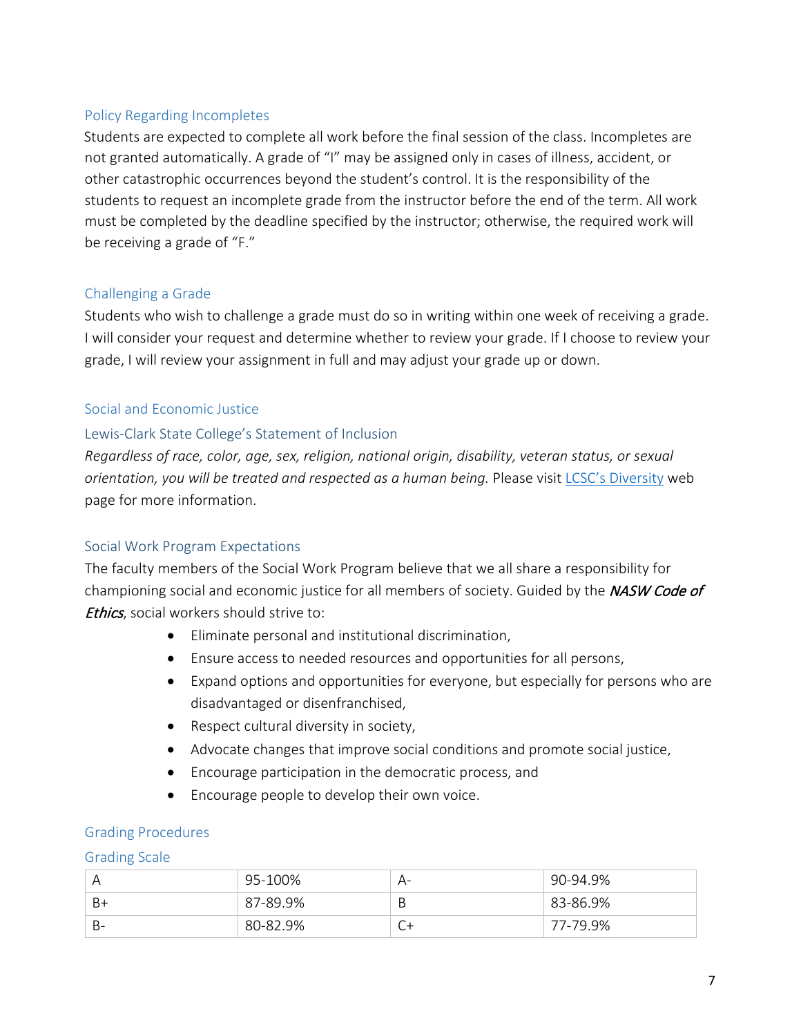### Policy Regarding Incompletes

Students are expected to complete all work before the final session of the class. Incompletes are not granted automatically. A grade of "I" may be assigned only in cases of illness, accident, or other catastrophic occurrences beyond the student's control. It is the responsibility of the students to request an incomplete grade from the instructor before the end of the term. All work must be completed by the deadline specified by the instructor; otherwise, the required work will be receiving a grade of "F."

### Challenging a Grade

Students who wish to challenge a grade must do so in writing within one week of receiving a grade. I will consider your request and determine whether to review your grade. If I choose to review your grade, I will review your assignment in full and may adjust your grade up or down.

### Social and Economic Justice

#### Lewis-Clark State College's Statement of Inclusion

*Regardless of race, color, age, sex, religion, national origin, disability, veteran status, or sexual orientation, you will be treated and respected as a human being.* Please visit [LCSC's Diversity]() web page for more information.

#### Social Work Program Expectations

The faculty members of the Social Work Program believe that we all share a responsibility for championing social and economic justice for all members of society. Guided by the ***NASW Code of Ethics***, social workers should strive to:

- Eliminate personal and institutional discrimination,
- Ensure access to needed resources and opportunities for all persons,
- Expand options and opportunities for everyone, but especially for persons who are disadvantaged or disenfranchised,
- Respect cultural diversity in society,
- Advocate changes that improve social conditions and promote social justice,
- Encourage participation in the democratic process, and
- Encourage people to develop their own voice.

### Grading Procedures

#### Grading Scale

| | | | |
|---|---|---|---|
| A | 95-100% | A- | 90-94.9% |
| B+ | 87-89.9% | B | 83-86.9% |
| B- | 80-82.9% | C+ | 77-79.9% |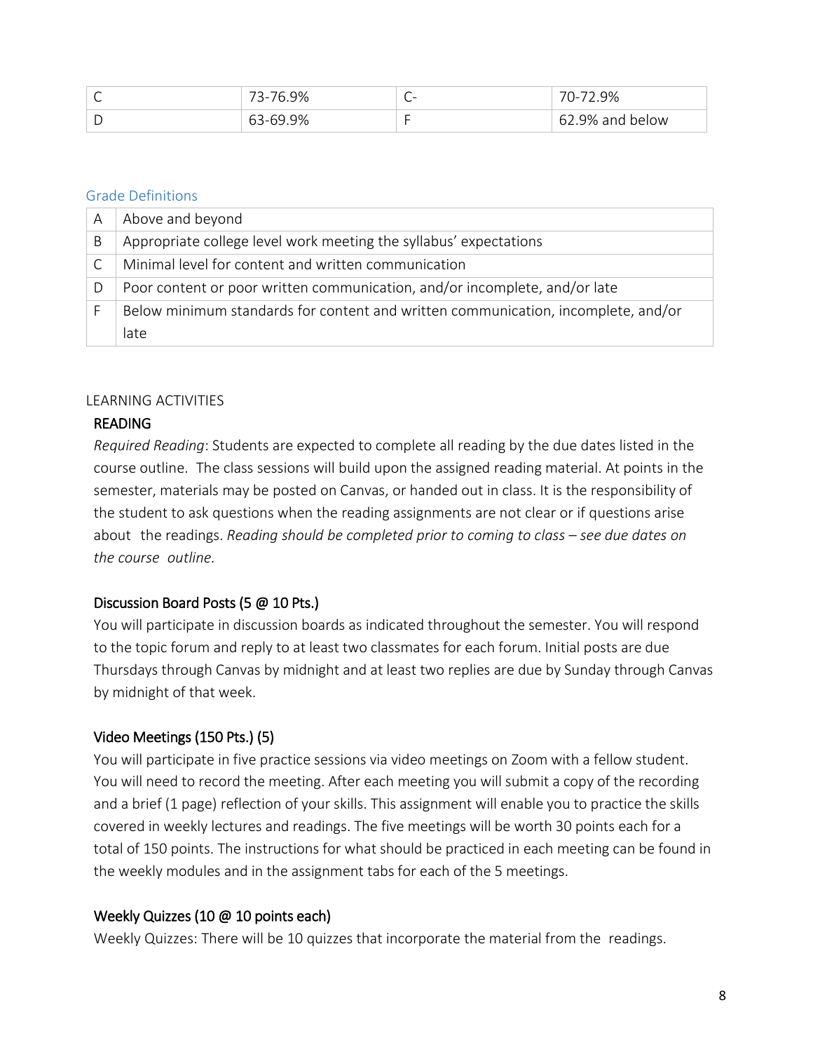| C | 73-76.9% | C- | 70-72.9% |
| --- | --- | --- | --- |
| D | 63-69.9% | F | 62.9% and below |

### Grade Definitions

| A | Above and beyond |
| --- | --- |
| B | Appropriate college level work meeting the syllabus' expectations |
| C | Minimal level for content and written communication |
| D | Poor content or poor written communication, and/or incomplete, and/or late |
| F | Below minimum standards for content and written communication, incomplete, and/or late |

## LEARNING ACTIVITIES

### READING

*Required Reading*: Students are expected to complete all reading by the due dates listed in the course outline. The class sessions will build upon the assigned reading material. At points in the semester, materials may be posted on Canvas, or handed out in class. It is the responsibility of the student to ask questions when the reading assignments are not clear or if questions arise about the readings. *Reading should be completed prior to coming to class – see due dates on the course outline.*

### Discussion Board Posts (5 @ 10 Pts.)

You will participate in discussion boards as indicated throughout the semester. You will respond to the topic forum and reply to at least two classmates for each forum. Initial posts are due Thursdays through Canvas by midnight and at least two replies are due by Sunday through Canvas by midnight of that week.

### Video Meetings (150 Pts.) (5)

You will participate in five practice sessions via video meetings on Zoom with a fellow student. You will need to record the meeting. After each meeting you will submit a copy of the recording and a brief (1 page) reflection of your skills. This assignment will enable you to practice the skills covered in weekly lectures and readings. The five meetings will be worth 30 points each for a total of 150 points. The instructions for what should be practiced in each meeting can be found in the weekly modules and in the assignment tabs for each of the 5 meetings.

### Weekly Quizzes (10 @ 10 points each)

Weekly Quizzes: There will be 10 quizzes that incorporate the material from the readings.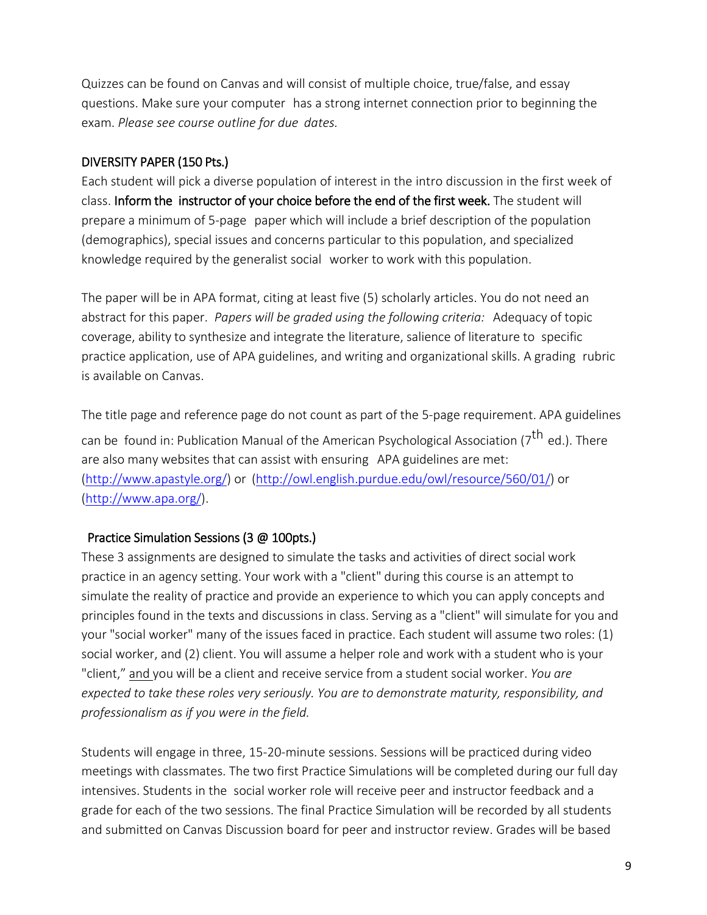Quizzes can be found on Canvas and will consist of multiple choice, true/false, and essay questions. Make sure your computer has a strong internet connection prior to beginning the exam. *Please see course outline for due dates.*

### DIVERSITY PAPER (150 Pts.)

Each student will pick a diverse population of interest in the intro discussion in the first week of class. **Inform the instructor of your choice before the end of the first week.** The student will prepare a minimum of 5-page paper which will include a brief description of the population (demographics), special issues and concerns particular to this population, and specialized knowledge required by the generalist social worker to work with this population.

The paper will be in APA format, citing at least five (5) scholarly articles. You do not need an abstract for this paper. *Papers will be graded using the following criteria:* Adequacy of topic coverage, ability to synthesize and integrate the literature, salience of literature to specific practice application, use of APA guidelines, and writing and organizational skills. A grading rubric is available on Canvas.

The title page and reference page do not count as part of the 5-page requirement. APA guidelines can be found in: Publication Manual of the American Psychological Association (7th ed.). There are also many websites that can assist with ensuring APA guidelines are met: (http://www.apastyle.org/) or (http://owl.english.purdue.edu/owl/resource/560/01/) or (http://www.apa.org/).

### Practice Simulation Sessions (3 @ 100pts.)

These 3 assignments are designed to simulate the tasks and activities of direct social work practice in an agency setting. Your work with a "client" during this course is an attempt to simulate the reality of practice and provide an experience to which you can apply concepts and principles found in the texts and discussions in class. Serving as a "client" will simulate for you and your "social worker" many of the issues faced in practice. Each student will assume two roles: (1) social worker, and (2) client. You will assume a helper role and work with a student who is your "client," <u>and</u> you will be a client and receive service from a student social worker. *You are expected to take these roles very seriously. You are to demonstrate maturity, responsibility, and professionalism as if you were in the field.*

Students will engage in three, 15-20-minute sessions. Sessions will be practiced during video meetings with classmates. The two first Practice Simulations will be completed during our full day intensives. Students in the social worker role will receive peer and instructor feedback and a grade for each of the two sessions. The final Practice Simulation will be recorded by all students and submitted on Canvas Discussion board for peer and instructor review. Grades will be based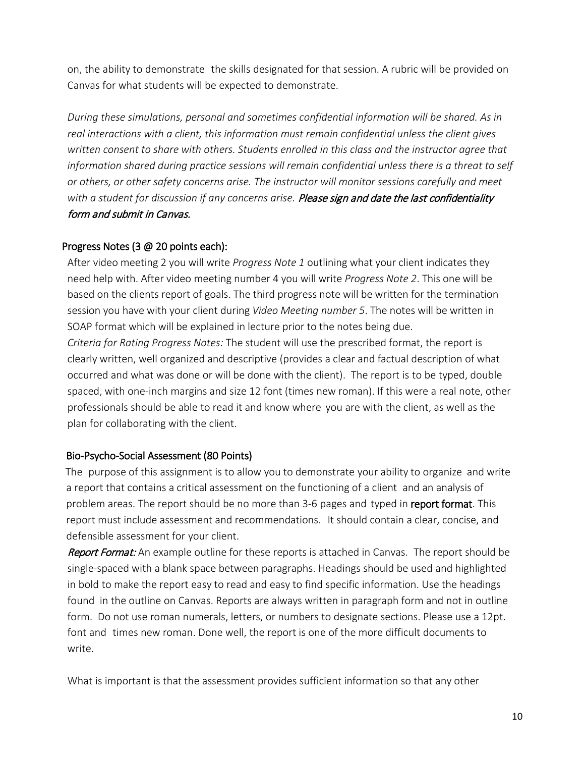on, the ability to demonstrate the skills designated for that session. A rubric will be provided on Canvas for what students will be expected to demonstrate.

*During these simulations, personal and sometimes confidential information will be shared. As in real interactions with a client, this information must remain confidential unless the client gives written consent to share with others. Students enrolled in this class and the instructor agree that information shared during practice sessions will remain confidential unless there is a threat to self or others, or other safety concerns arise. The instructor will monitor sessions carefully and meet with a student for discussion if any concerns arise.* *Please sign and date the last confidentiality form and submit in Canvas.*

### Progress Notes (3 @ 20 points each):

After video meeting 2 you will write *Progress Note 1* outlining what your client indicates they need help with. After video meeting number 4 you will write *Progress Note 2*. This one will be based on the clients report of goals. The third progress note will be written for the termination session you have with your client during *Video Meeting number 5*. The notes will be written in SOAP format which will be explained in lecture prior to the notes being due.

*Criteria for Rating Progress Notes:* The student will use the prescribed format, the report is clearly written, well organized and descriptive (provides a clear and factual description of what occurred and what was done or will be done with the client). The report is to be typed, double spaced, with one-inch margins and size 12 font (times new roman). If this were a real note, other professionals should be able to read it and know where you are with the client, as well as the plan for collaborating with the client.

### Bio-Psycho-Social Assessment (80 Points)

The purpose of this assignment is to allow you to demonstrate your ability to organize and write a report that contains a critical assessment on the functioning of a client and an analysis of problem areas. The report should be no more than 3-6 pages and typed in **report format**. This report must include assessment and recommendations. It should contain a clear, concise, and defensible assessment for your client.

*Report Format:* An example outline for these reports is attached in Canvas. The report should be single-spaced with a blank space between paragraphs. Headings should be used and highlighted in bold to make the report easy to read and easy to find specific information. Use the headings found in the outline on Canvas. Reports are always written in paragraph form and not in outline form. Do not use roman numerals, letters, or numbers to designate sections. Please use a 12pt. font and times new roman. Done well, the report is one of the more difficult documents to write.

What is important is that the assessment provides sufficient information so that any other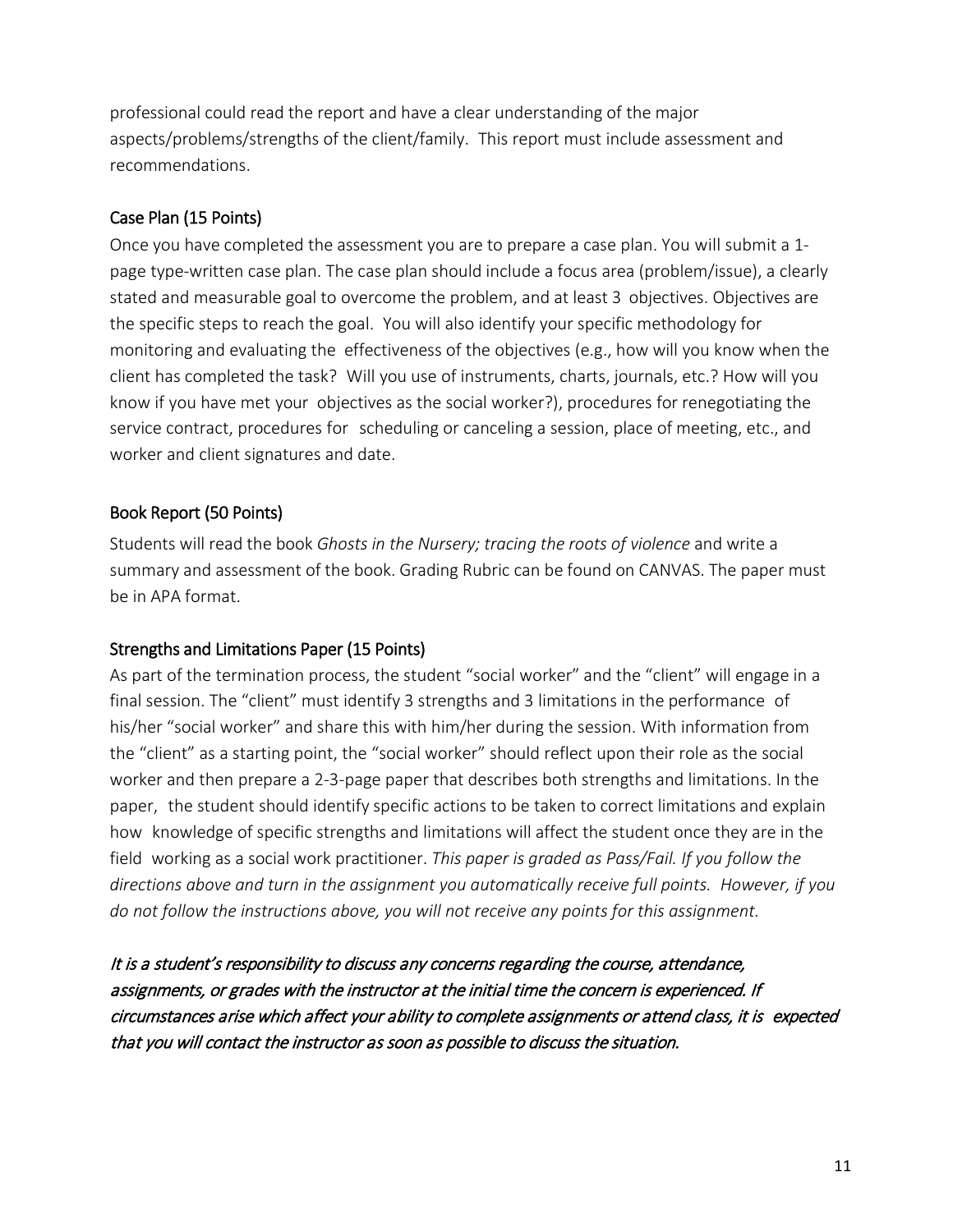professional could read the report and have a clear understanding of the major aspects/problems/strengths of the client/family. This report must include assessment and recommendations.

### Case Plan (15 Points)

Once you have completed the assessment you are to prepare a case plan. You will submit a 1-page type-written case plan. The case plan should include a focus area (problem/issue), a clearly stated and measurable goal to overcome the problem, and at least 3 objectives. Objectives are the specific steps to reach the goal. You will also identify your specific methodology for monitoring and evaluating the effectiveness of the objectives (e.g., how will you know when the client has completed the task? Will you use of instruments, charts, journals, etc.? How will you know if you have met your objectives as the social worker?), procedures for renegotiating the service contract, procedures for scheduling or canceling a session, place of meeting, etc., and worker and client signatures and date.

### Book Report (50 Points)

Students will read the book *Ghosts in the Nursery; tracing the roots of violence* and write a summary and assessment of the book. Grading Rubric can be found on CANVAS. The paper must be in APA format.

### Strengths and Limitations Paper (15 Points)

As part of the termination process, the student "social worker" and the "client" will engage in a final session. The "client" must identify 3 strengths and 3 limitations in the performance of his/her "social worker" and share this with him/her during the session. With information from the "client" as a starting point, the "social worker" should reflect upon their role as the social worker and then prepare a 2-3-page paper that describes both strengths and limitations. In the paper, the student should identify specific actions to be taken to correct limitations and explain how knowledge of specific strengths and limitations will affect the student once they are in the field working as a social work practitioner. *This paper is graded as Pass/Fail. If you follow the directions above and turn in the assignment you automatically receive full points. However, if you do not follow the instructions above, you will not receive any points for this assignment.*

*It is a student's responsibility to discuss any concerns regarding the course, attendance, assignments, or grades with the instructor at the initial time the concern is experienced. If circumstances arise which affect your ability to complete assignments or attend class, it is expected that you will contact the instructor as soon as possible to discuss the situation.*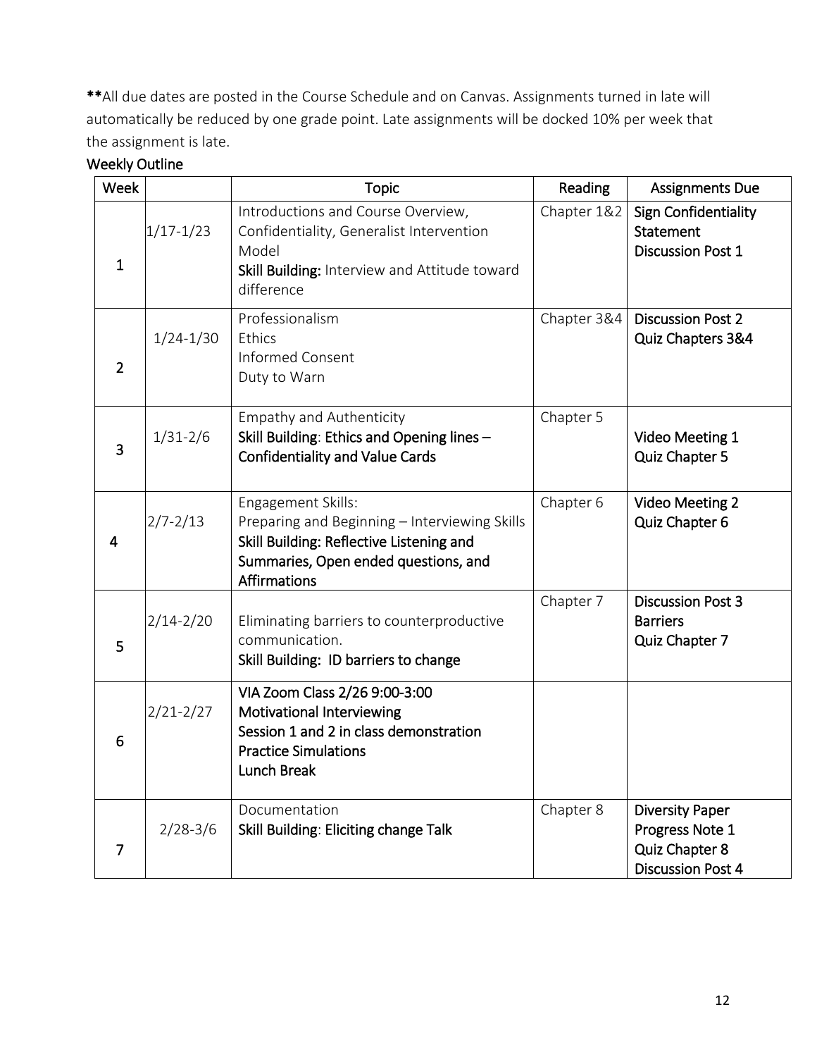**All due dates are posted in the Course Schedule and on Canvas. Assignments turned in late will automatically be reduced by one grade point. Late assignments will be docked 10% per week that the assignment is late.

## Weekly Outline

| Week | | Topic | Reading | Assignments Due |
|---|---|---|---|---|
| 1 | 1/17-1/23 | Introductions and Course Overview, Confidentiality, Generalist Intervention Model<br>**Skill Building:** Interview and Attitude toward difference | Chapter 1&2 | Sign Confidentiality Statement<br>Discussion Post 1 |
| 2 | 1/24-1/30 | Professionalism<br>Ethics<br>Informed Consent<br>Duty to Warn | Chapter 3&4 | Discussion Post 2<br>Quiz Chapters 3&4 |
| 3 | 1/31-2/6 | Empathy and Authenticity<br>Skill Building: Ethics and Opening lines – Confidentiality and Value Cards | Chapter 5 | Video Meeting 1<br>Quiz Chapter 5 |
| 4 | 2/7-2/13 | Engagement Skills:<br>Preparing and Beginning – Interviewing Skills<br>Skill Building: Reflective Listening and Summaries, Open ended questions, and Affirmations | Chapter 6 | Video Meeting 2<br>Quiz Chapter 6 |
| 5 | 2/14-2/20 | Eliminating barriers to counterproductive communication.<br>Skill Building: ID barriers to change | Chapter 7 | Discussion Post 3 Barriers<br>Quiz Chapter 7 |
| 6 | 2/21-2/27 | VIA Zoom Class 2/26 9:00-3:00<br>Motivational Interviewing<br>Session 1 and 2 in class demonstration<br>Practice Simulations<br>Lunch Break | | |
| 7 | 2/28-3/6 | Documentation<br>Skill Building: Eliciting change Talk | Chapter 8 | Diversity Paper<br>Progress Note 1<br>Quiz Chapter 8<br>Discussion Post 4 |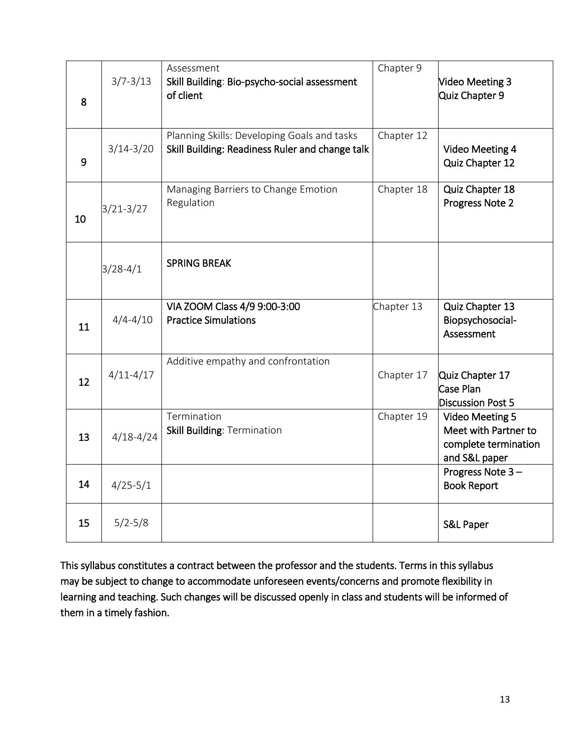| | | | | |
|---|---|---|---|---|
| 8 | 3/7-3/13 | Assessment<br>**Skill Building**: Bio-psycho-social assessment of client | Chapter 9 | Video Meeting 3<br>Quiz Chapter 9 |
| 9 | 3/14-3/20 | Planning Skills: Developing Goals and tasks<br>Skill Building: Readiness Ruler and change talk | Chapter 12 | Video Meeting 4<br>Quiz Chapter 12 |
| 10 | 3/21-3/27 | Managing Barriers to Change Emotion Regulation | Chapter 18 | Quiz Chapter 18<br>Progress Note 2 |
| | 3/28-4/1 | SPRING BREAK | | |
| 11 | 4/4-4/10 | VIA ZOOM Class 4/9 9:00-3:00<br>Practice Simulations | Chapter 13 | Quiz Chapter 13<br>Biopsychosocial-Assessment |
| 12 | 4/11-4/17 | Additive empathy and confrontation | Chapter 17 | Quiz Chapter 17<br>Case Plan<br>Discussion Post 5 |
| 13 | 4/18-4/24 | Termination<br>**Skill Building**: Termination | Chapter 19 | Video Meeting 5<br>Meet with Partner to complete termination and S&L paper |
| 14 | 4/25-5/1 | | | Progress Note 3 – Book Report |
| 15 | 5/2-5/8 | | | S&L Paper |

This syllabus constitutes a contract between the professor and the students. Terms in this syllabus may be subject to change to accommodate unforeseen events/concerns and promote flexibility in learning and teaching. Such changes will be discussed openly in class and students will be informed of them in a timely fashion.